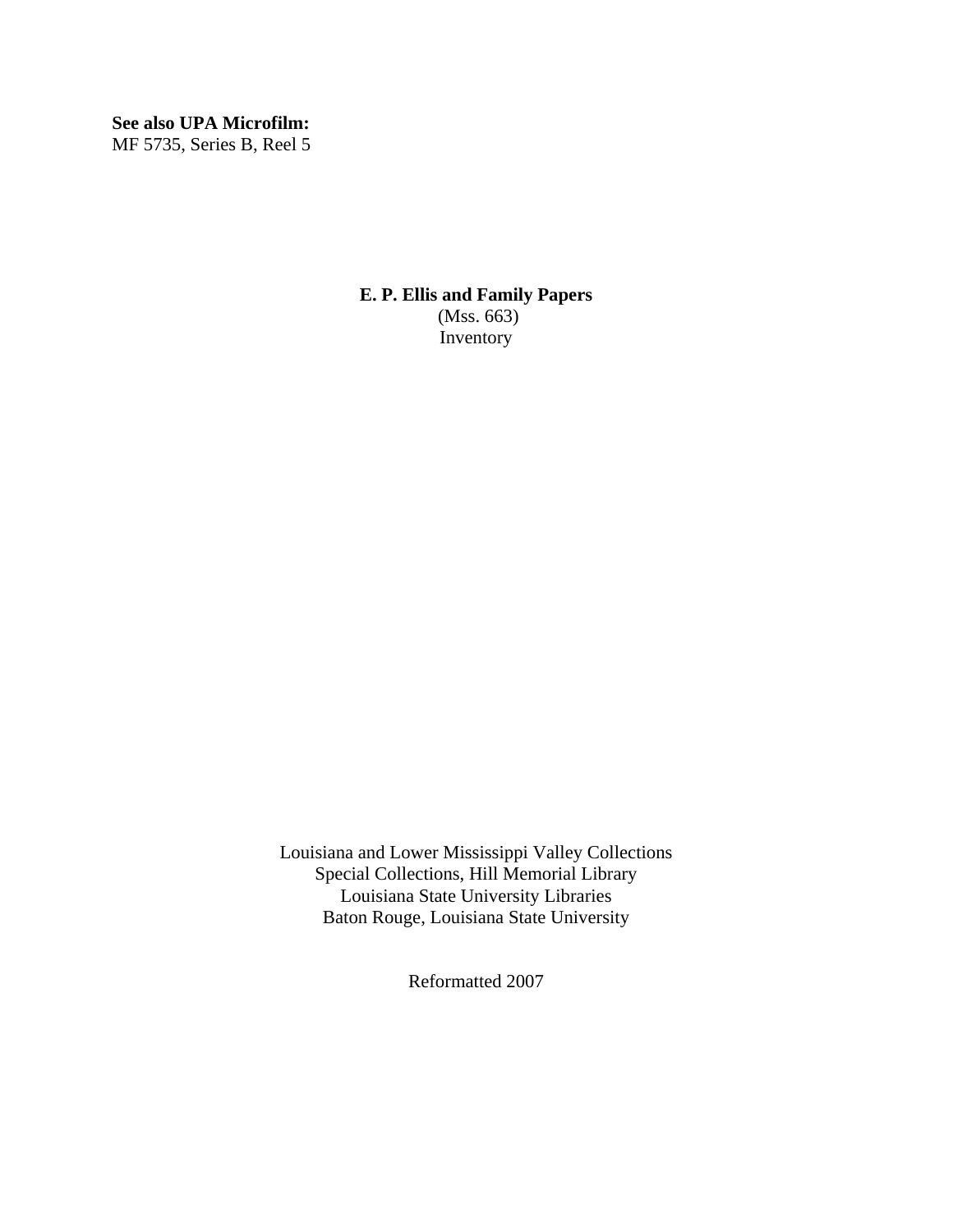**See also UPA Microfilm:**
MF 5735, Series B, Reel 5

# E. P. Ellis and Family Papers

(Mss. 663)
Inventory

Louisiana and Lower Mississippi Valley Collections
Special Collections, Hill Memorial Library
Louisiana State University Libraries
Baton Rouge, Louisiana State University

Reformatted 2007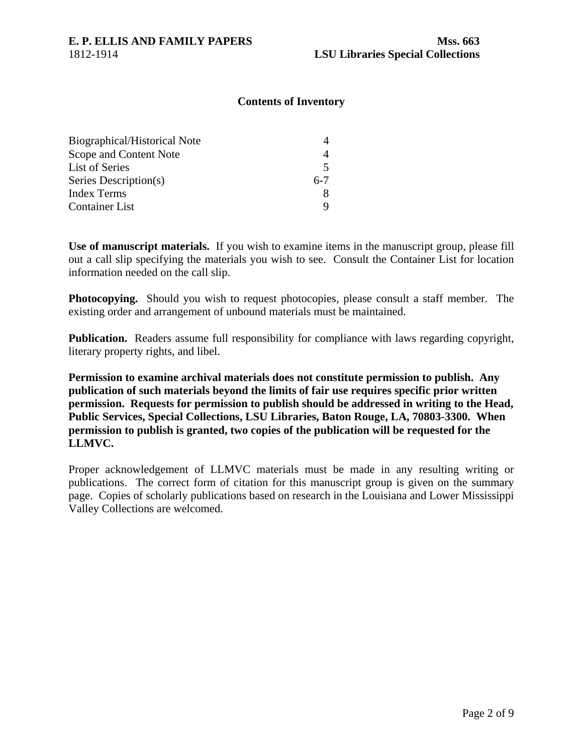## Contents of Inventory

| | |
|---|---|
| Biographical/Historical Note | 4 |
| Scope and Content Note | 4 |
| List of Series | 5 |
| Series Description(s) | 6-7 |
| Index Terms | 8 |
| Container List | 9 |

**Use of manuscript materials.** If you wish to examine items in the manuscript group, please fill out a call slip specifying the materials you wish to see. Consult the Container List for location information needed on the call slip.

**Photocopying.** Should you wish to request photocopies, please consult a staff member. The existing order and arrangement of unbound materials must be maintained.

**Publication.** Readers assume full responsibility for compliance with laws regarding copyright, literary property rights, and libel.

**Permission to examine archival materials does not constitute permission to publish. Any publication of such materials beyond the limits of fair use requires specific prior written permission. Requests for permission to publish should be addressed in writing to the Head, Public Services, Special Collections, LSU Libraries, Baton Rouge, LA, 70803-3300. When permission to publish is granted, two copies of the publication will be requested for the LLMVC.**

Proper acknowledgement of LLMVC materials must be made in any resulting writing or publications. The correct form of citation for this manuscript group is given on the summary page. Copies of scholarly publications based on research in the Louisiana and Lower Mississippi Valley Collections are welcomed.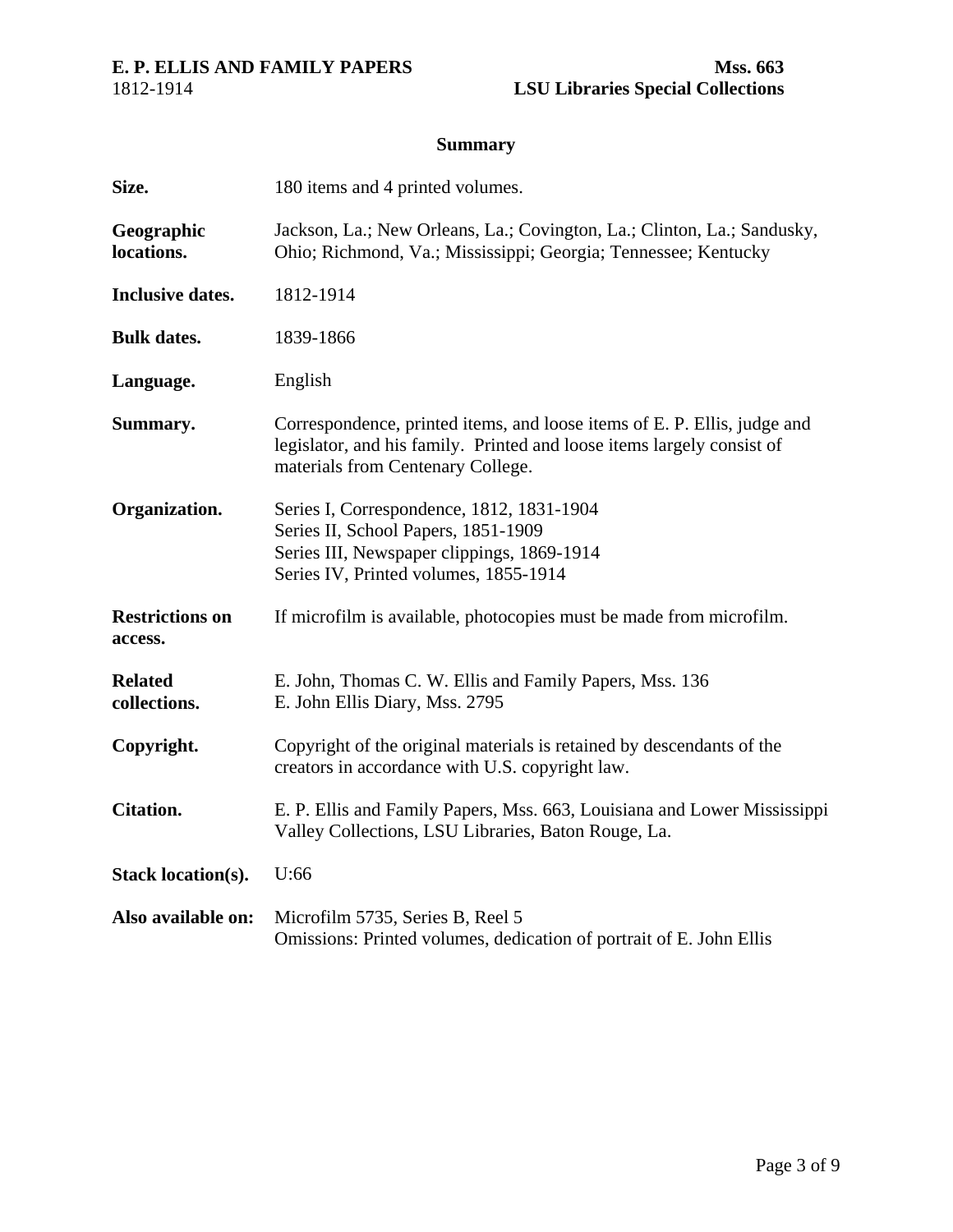## Summary

| | |
|---|---|
| **Size.** | 180 items and 4 printed volumes. |
| **Geographic locations.** | Jackson, La.; New Orleans, La.; Covington, La.; Clinton, La.; Sandusky, Ohio; Richmond, Va.; Mississippi; Georgia; Tennessee; Kentucky |
| **Inclusive dates.** | 1812-1914 |
| **Bulk dates.** | 1839-1866 |
| **Language.** | English |
| **Summary.** | Correspondence, printed items, and loose items of E. P. Ellis, judge and legislator, and his family. Printed and loose items largely consist of materials from Centenary College. |
| **Organization.** | Series I, Correspondence, 1812, 1831-1904<br>Series II, School Papers, 1851-1909<br>Series III, Newspaper clippings, 1869-1914<br>Series IV, Printed volumes, 1855-1914 |
| **Restrictions on access.** | If microfilm is available, photocopies must be made from microfilm. |
| **Related collections.** | E. John, Thomas C. W. Ellis and Family Papers, Mss. 136<br>E. John Ellis Diary, Mss. 2795 |
| **Copyright.** | Copyright of the original materials is retained by descendants of the creators in accordance with U.S. copyright law. |
| **Citation.** | E. P. Ellis and Family Papers, Mss. 663, Louisiana and Lower Mississippi Valley Collections, LSU Libraries, Baton Rouge, La. |
| **Stack location(s).** | U:66 |
| **Also available on:** | Microfilm 5735, Series B, Reel 5<br>Omissions: Printed volumes, dedication of portrait of E. John Ellis |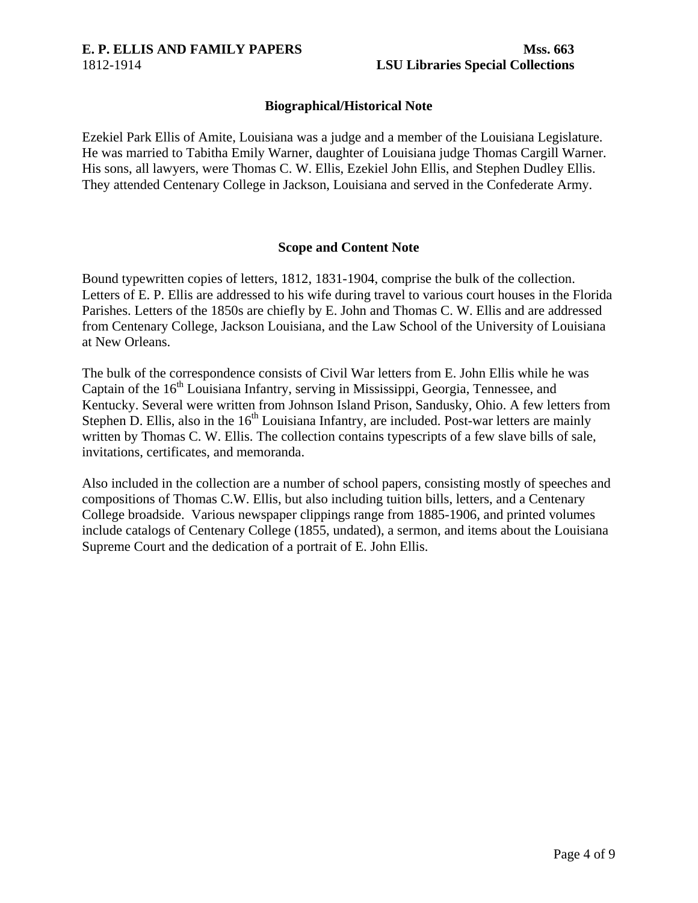## Biographical/Historical Note

Ezekiel Park Ellis of Amite, Louisiana was a judge and a member of the Louisiana Legislature. He was married to Tabitha Emily Warner, daughter of Louisiana judge Thomas Cargill Warner. His sons, all lawyers, were Thomas C. W. Ellis, Ezekiel John Ellis, and Stephen Dudley Ellis. They attended Centenary College in Jackson, Louisiana and served in the Confederate Army.

## Scope and Content Note

Bound typewritten copies of letters, 1812, 1831-1904, comprise the bulk of the collection. Letters of E. P. Ellis are addressed to his wife during travel to various court houses in the Florida Parishes. Letters of the 1850s are chiefly by E. John and Thomas C. W. Ellis and are addressed from Centenary College, Jackson Louisiana, and the Law School of the University of Louisiana at New Orleans.

The bulk of the correspondence consists of Civil War letters from E. John Ellis while he was Captain of the 16th Louisiana Infantry, serving in Mississippi, Georgia, Tennessee, and Kentucky. Several were written from Johnson Island Prison, Sandusky, Ohio. A few letters from Stephen D. Ellis, also in the 16th Louisiana Infantry, are included. Post-war letters are mainly written by Thomas C. W. Ellis. The collection contains typescripts of a few slave bills of sale, invitations, certificates, and memoranda.

Also included in the collection are a number of school papers, consisting mostly of speeches and compositions of Thomas C.W. Ellis, but also including tuition bills, letters, and a Centenary College broadside. Various newspaper clippings range from 1885-1906, and printed volumes include catalogs of Centenary College (1855, undated), a sermon, and items about the Louisiana Supreme Court and the dedication of a portrait of E. John Ellis.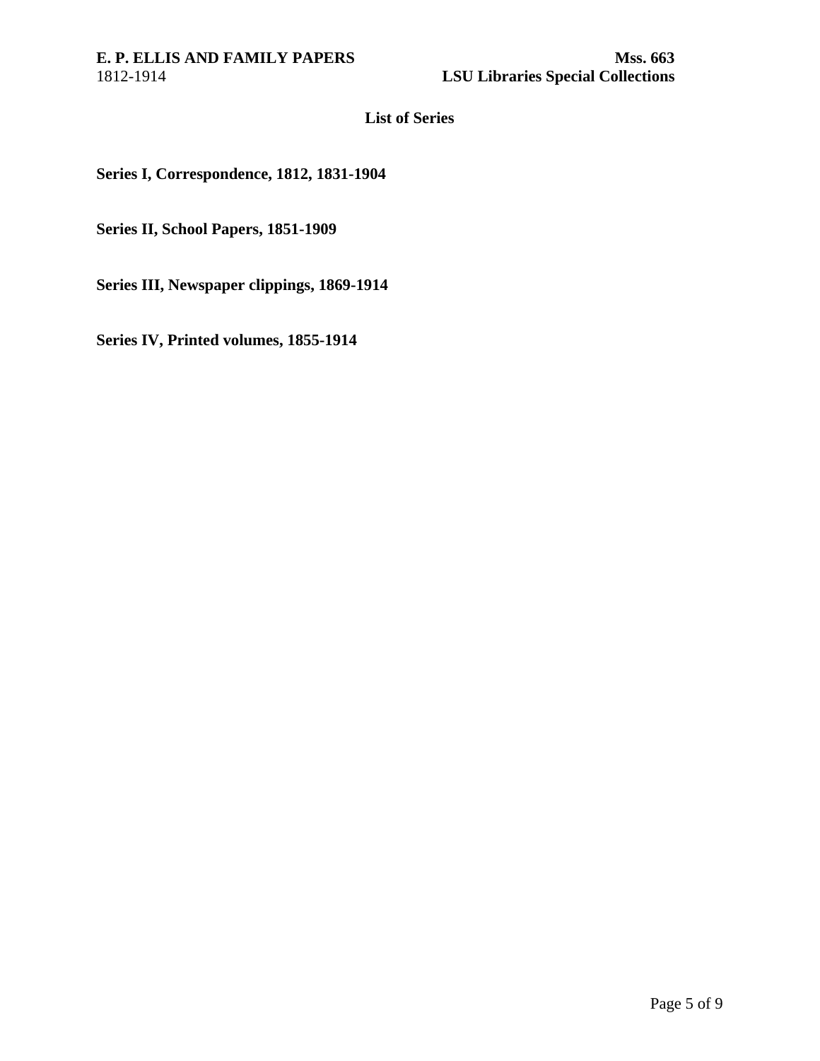## List of Series

**Series I, Correspondence, 1812, 1831-1904**

**Series II, School Papers, 1851-1909**

**Series III, Newspaper clippings, 1869-1914**

**Series IV, Printed volumes, 1855-1914**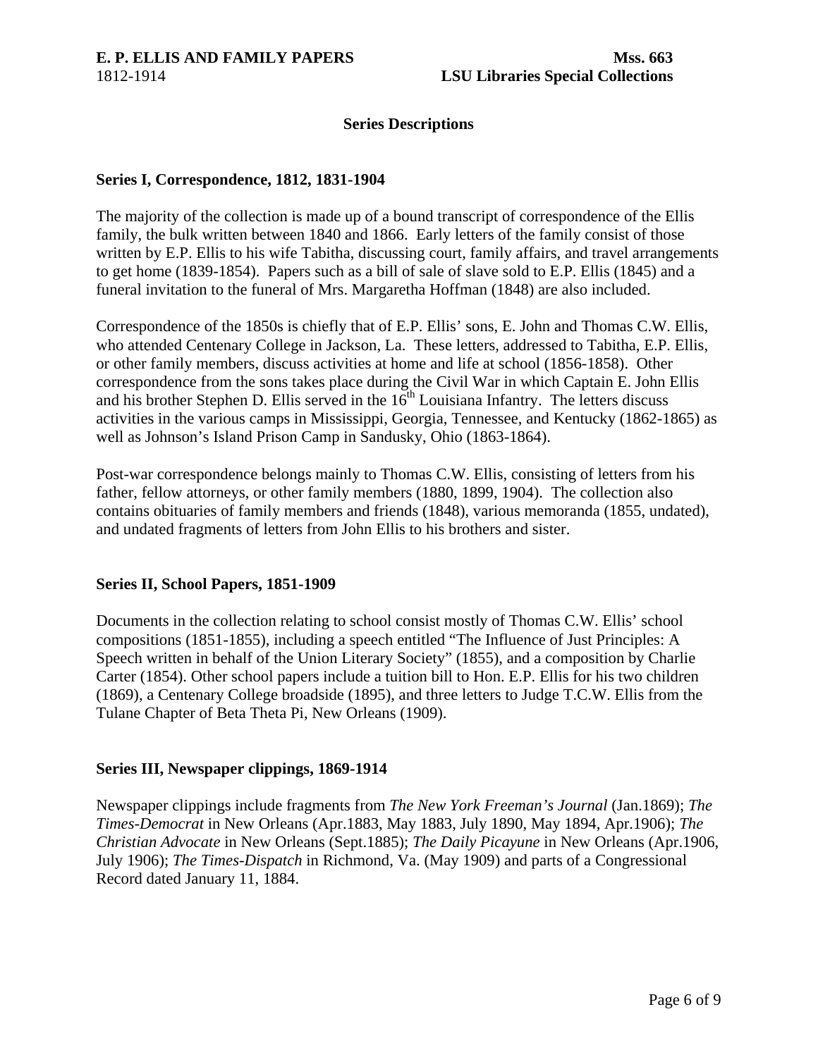## Series Descriptions

### Series I, Correspondence, 1812, 1831-1904

The majority of the collection is made up of a bound transcript of correspondence of the Ellis family, the bulk written between 1840 and 1866. Early letters of the family consist of those written by E.P. Ellis to his wife Tabitha, discussing court, family affairs, and travel arrangements to get home (1839-1854). Papers such as a bill of sale of slave sold to E.P. Ellis (1845) and a funeral invitation to the funeral of Mrs. Margaretha Hoffman (1848) are also included.

Correspondence of the 1850s is chiefly that of E.P. Ellis' sons, E. John and Thomas C.W. Ellis, who attended Centenary College in Jackson, La. These letters, addressed to Tabitha, E.P. Ellis, or other family members, discuss activities at home and life at school (1856-1858). Other correspondence from the sons takes place during the Civil War in which Captain E. John Ellis and his brother Stephen D. Ellis served in the 16th Louisiana Infantry. The letters discuss activities in the various camps in Mississippi, Georgia, Tennessee, and Kentucky (1862-1865) as well as Johnson's Island Prison Camp in Sandusky, Ohio (1863-1864).

Post-war correspondence belongs mainly to Thomas C.W. Ellis, consisting of letters from his father, fellow attorneys, or other family members (1880, 1899, 1904). The collection also contains obituaries of family members and friends (1848), various memoranda (1855, undated), and undated fragments of letters from John Ellis to his brothers and sister.

### Series II, School Papers, 1851-1909

Documents in the collection relating to school consist mostly of Thomas C.W. Ellis' school compositions (1851-1855), including a speech entitled "The Influence of Just Principles: A Speech written in behalf of the Union Literary Society" (1855), and a composition by Charlie Carter (1854). Other school papers include a tuition bill to Hon. E.P. Ellis for his two children (1869), a Centenary College broadside (1895), and three letters to Judge T.C.W. Ellis from the Tulane Chapter of Beta Theta Pi, New Orleans (1909).

### Series III, Newspaper clippings, 1869-1914

Newspaper clippings include fragments from *The New York Freeman's Journal* (Jan.1869); *The Times-Democrat* in New Orleans (Apr.1883, May 1883, July 1890, May 1894, Apr.1906); *The Christian Advocate* in New Orleans (Sept.1885); *The Daily Picayune* in New Orleans (Apr.1906, July 1906); *The Times-Dispatch* in Richmond, Va. (May 1909) and parts of a Congressional Record dated January 11, 1884.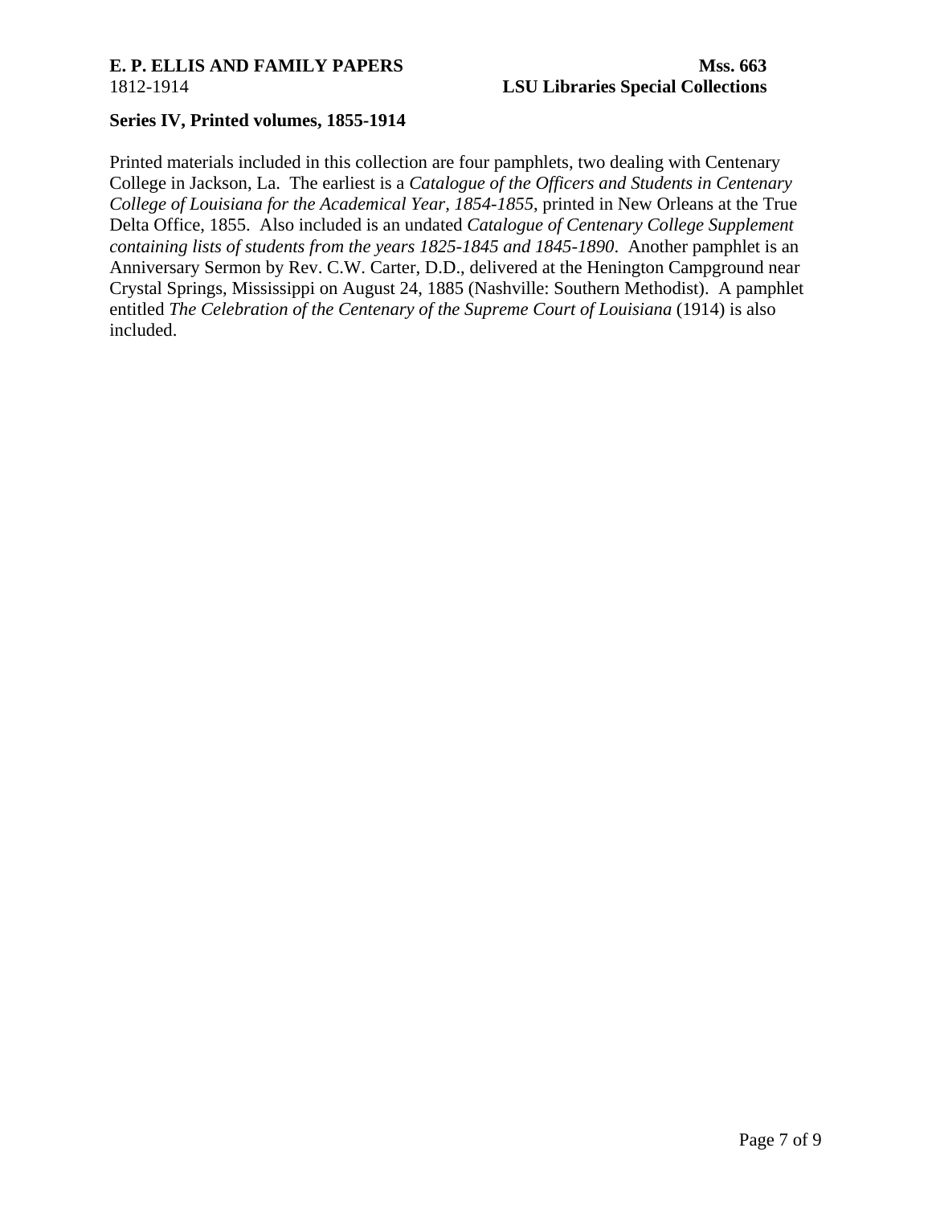### Series IV, Printed volumes, 1855-1914

Printed materials included in this collection are four pamphlets, two dealing with Centenary College in Jackson, La. The earliest is a *Catalogue of the Officers and Students in Centenary College of Louisiana for the Academical Year, 1854-1855*, printed in New Orleans at the True Delta Office, 1855. Also included is an undated *Catalogue of Centenary College Supplement containing lists of students from the years 1825-1845 and 1845-1890*. Another pamphlet is an Anniversary Sermon by Rev. C.W. Carter, D.D., delivered at the Henington Campground near Crystal Springs, Mississippi on August 24, 1885 (Nashville: Southern Methodist). A pamphlet entitled *The Celebration of the Centenary of the Supreme Court of Louisiana* (1914) is also included.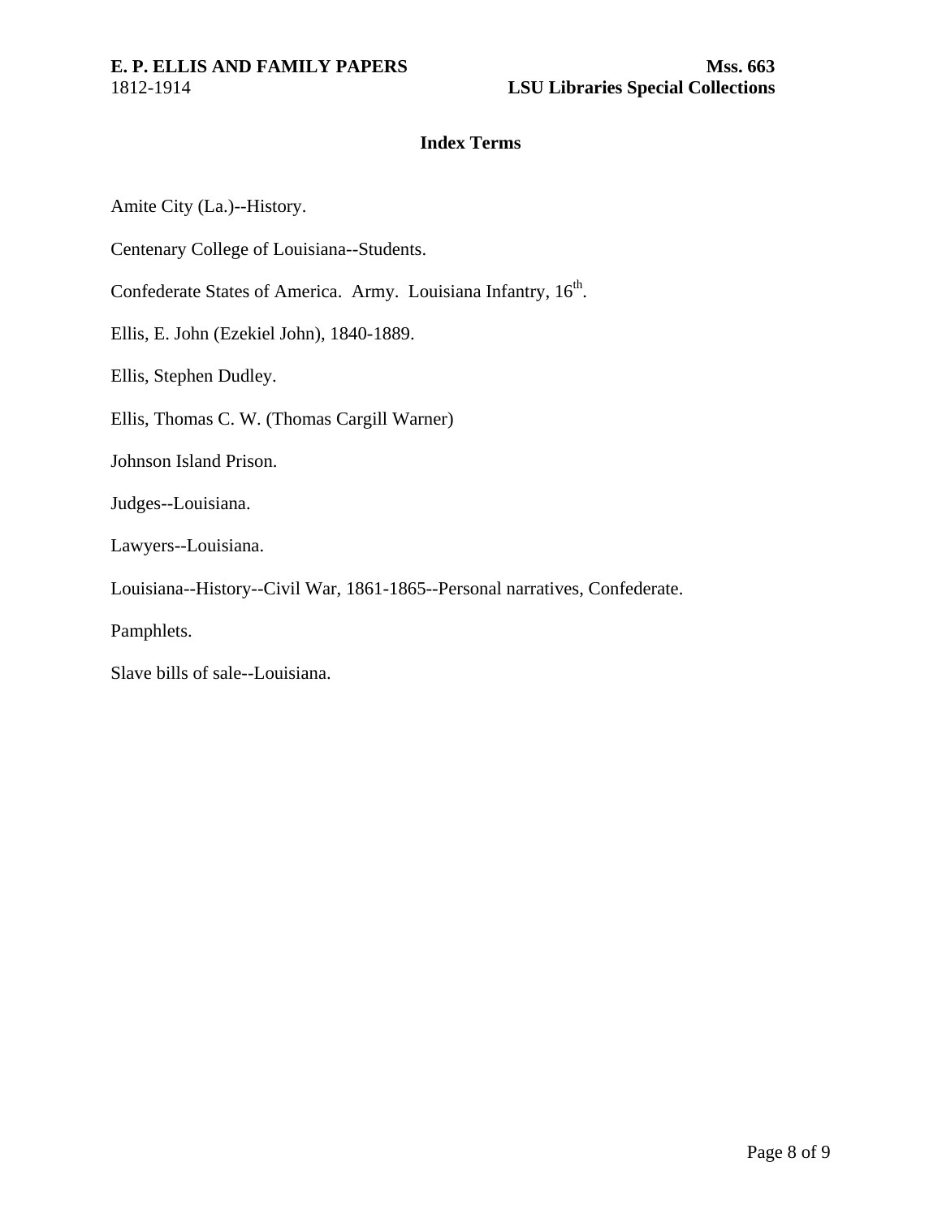## Index Terms

Amite City (La.)--History.

Centenary College of Louisiana--Students.

Confederate States of America. Army. Louisiana Infantry, 16th.

Ellis, E. John (Ezekiel John), 1840-1889.

Ellis, Stephen Dudley.

Ellis, Thomas C. W. (Thomas Cargill Warner)

Johnson Island Prison.

Judges--Louisiana.

Lawyers--Louisiana.

Louisiana--History--Civil War, 1861-1865--Personal narratives, Confederate.

Pamphlets.

Slave bills of sale--Louisiana.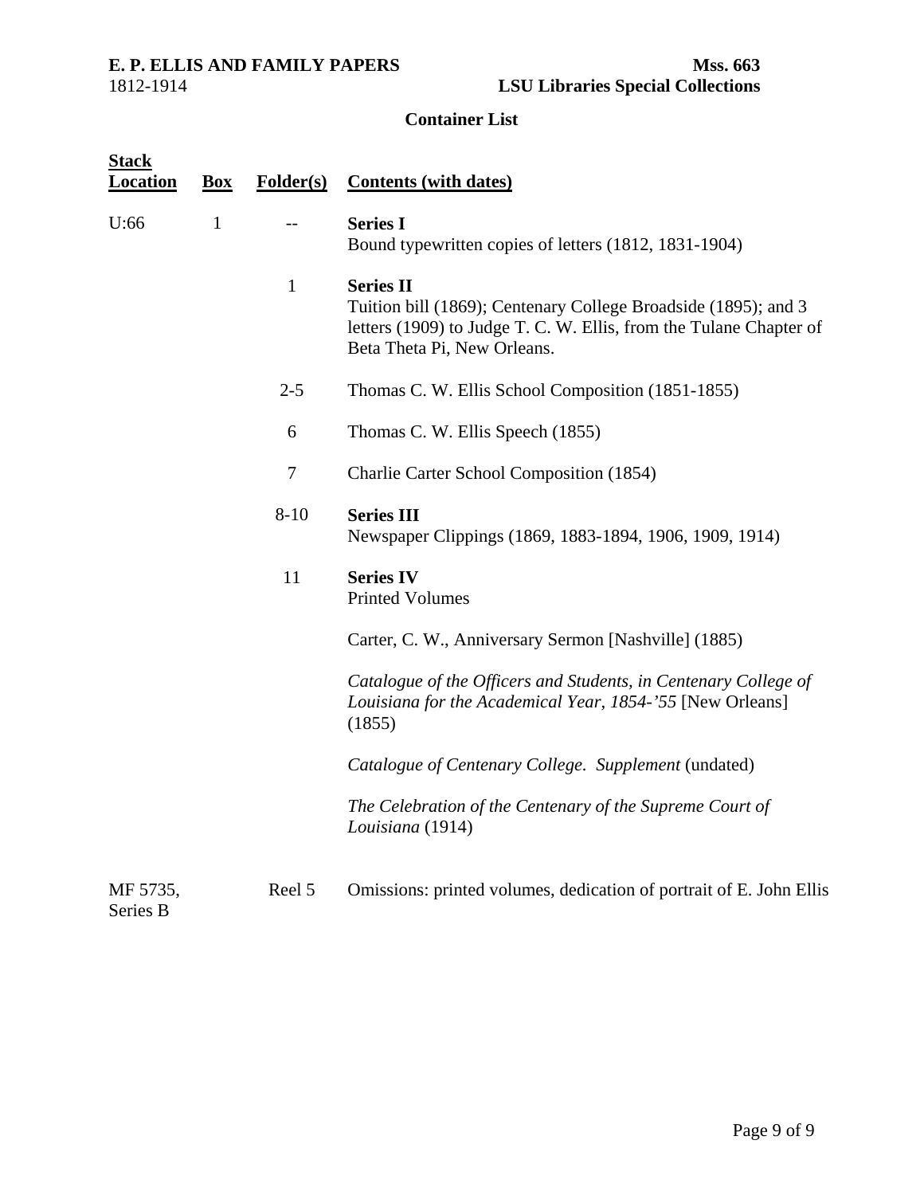**E. P. ELLIS AND FAMILY PAPERS** **Mss. 663**
1812-1914 **LSU Libraries Special Collections**

## Container List

| Stack Location | Box | Folder(s) | Contents (with dates) |
|---|---|---|---|
| U:66 | 1 | -- | **Series I** Bound typewritten copies of letters (1812, 1831-1904) |
| | | 1 | **Series II** Tuition bill (1869); Centenary College Broadside (1895); and 3 letters (1909) to Judge T. C. W. Ellis, from the Tulane Chapter of Beta Theta Pi, New Orleans. |
| | | 2-5 | Thomas C. W. Ellis School Composition (1851-1855) |
| | | 6 | Thomas C. W. Ellis Speech (1855) |
| | | 7 | Charlie Carter School Composition (1854) |
| | | 8-10 | **Series III** Newspaper Clippings (1869, 1883-1894, 1906, 1909, 1914) |
| | | 11 | **Series IV** Printed Volumes |
| | | | Carter, C. W., Anniversary Sermon [Nashville] (1885) |
| | | | *Catalogue of the Officers and Students, in Centenary College of Louisiana for the Academical Year, 1854-'55* [New Orleans] (1855) |
| | | | *Catalogue of Centenary College. Supplement* (undated) |
| | | | *The Celebration of the Centenary of the Supreme Court of Louisiana* (1914) |
| MF 5735, Series B | | Reel 5 | Omissions: printed volumes, dedication of portrait of E. John Ellis |